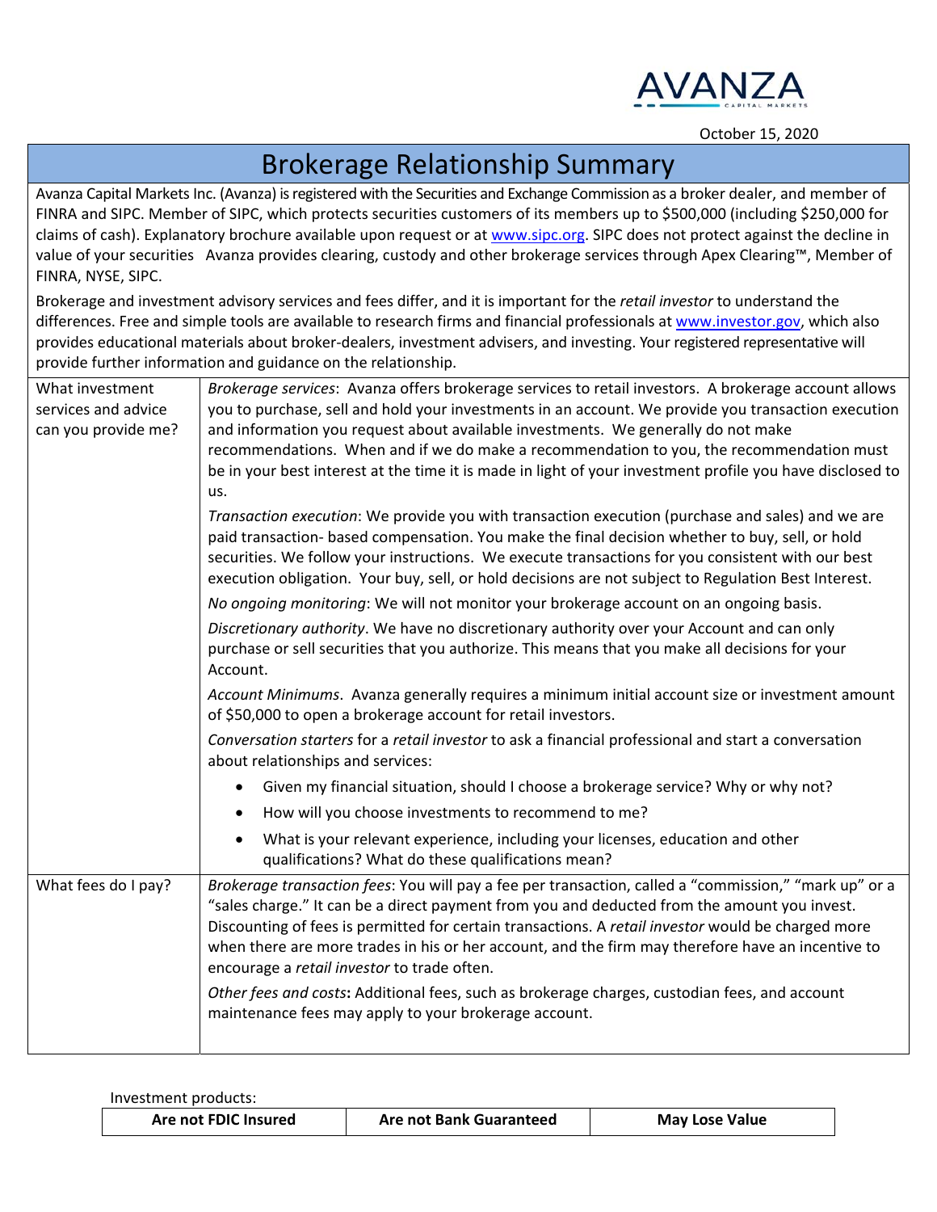AVANZA CAPITAL MARKETS

October 15, 2020

# Brokerage Relationship Summary

Avanza Capital Markets Inc. (Avanza) is registered with the Securities and Exchange Commission as a broker dealer, and member of FINRA and SIPC. Member of SIPC, which protects securities customers of its members up to $500,000 (including $250,000 for claims of cash). Explanatory brochure available upon request or at www.sipc.org. SIPC does not protect against the decline in value of your securities  Avanza provides clearing, custody and other brokerage services through Apex Clearing™, Member of FINRA, NYSE, SIPC.

Brokerage and investment advisory services and fees differ, and it is important for the *retail investor* to understand the differences. Free and simple tools are available to research firms and financial professionals at www.investor.gov, which also provides educational materials about broker-dealers, investment advisers, and investing. Your registered representative will provide further information and guidance on the relationship.

| | |
|---|---|
| What investment services and advice can you provide me? | *Brokerage services*: Avanza offers brokerage services to retail investors. A brokerage account allows you to purchase, sell and hold your investments in an account. We provide you transaction execution and information you request about available investments. We generally do not make recommendations. When and if we do make a recommendation to you, the recommendation must be in your best interest at the time it is made in light of your investment profile you have disclosed to us.<br><br>*Transaction execution*: We provide you with transaction execution (purchase and sales) and we are paid transaction- based compensation. You make the final decision whether to buy, sell, or hold securities. We follow your instructions. We execute transactions for you consistent with our best execution obligation. Your buy, sell, or hold decisions are not subject to Regulation Best Interest.<br><br>*No ongoing monitoring*: We will not monitor your brokerage account on an ongoing basis.<br><br>*Discretionary authority*. We have no discretionary authority over your Account and can only purchase or sell securities that you authorize. This means that you make all decisions for your Account.<br><br>*Account Minimums*. Avanza generally requires a minimum initial account size or investment amount of $50,000 to open a brokerage account for retail investors.<br><br>*Conversation starters* for a *retail investor* to ask a financial professional and start a conversation about relationships and services:<br>• Given my financial situation, should I choose a brokerage service? Why or why not?<br>• How will you choose investments to recommend to me?<br>• What is your relevant experience, including your licenses, education and other qualifications? What do these qualifications mean? |
| What fees do I pay? | *Brokerage transaction fees*: You will pay a fee per transaction, called a “commission,” “mark up” or a “sales charge.” It can be a direct payment from you and deducted from the amount you invest. Discounting of fees is permitted for certain transactions. A *retail investor* would be charged more when there are more trades in his or her account, and the firm may therefore have an incentive to encourage a *retail investor* to trade often.<br><br>*Other fees and costs***:** Additional fees, such as brokerage charges, custodian fees, and account maintenance fees may apply to your brokerage account. |

Investment products:

| Are not FDIC Insured | Are not Bank Guaranteed | May Lose Value |
|---|---|---|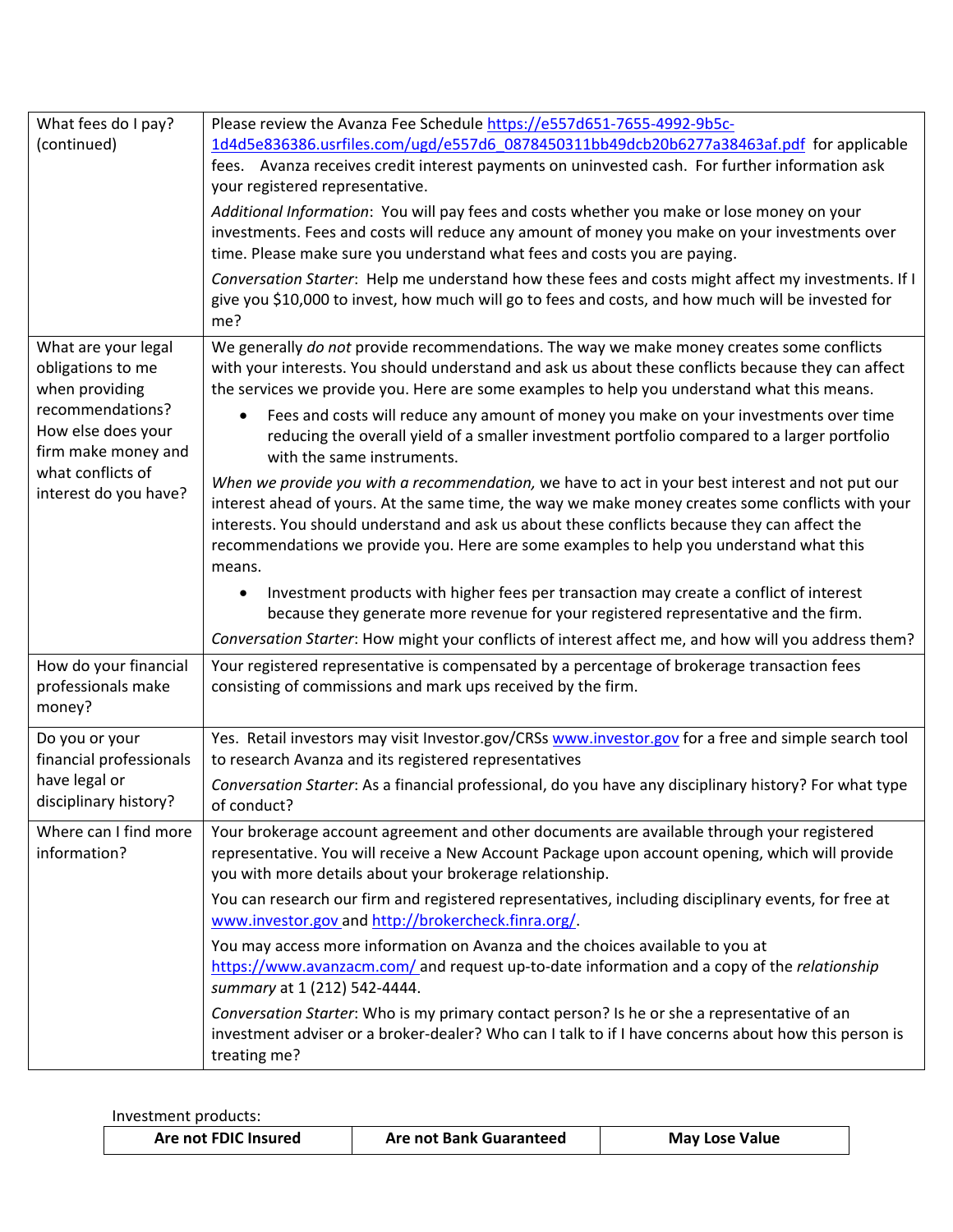| | |
|---|---|
| What fees do I pay? (continued) | Please review the Avanza Fee Schedule https://e557d651-7655-4992-9b5c-1d4d5e836386.usrfiles.com/ugd/e557d6_0878450311bb49dcb20b6277a38463af.pdf for applicable fees. Avanza receives credit interest payments on uninvested cash. For further information ask your registered representative.<br><br>*Additional Information*: You will pay fees and costs whether you make or lose money on your investments. Fees and costs will reduce any amount of money you make on your investments over time. Please make sure you understand what fees and costs you are paying.<br><br>*Conversation Starter*: Help me understand how these fees and costs might affect my investments. If I give you $10,000 to invest, how much will go to fees and costs, and how much will be invested for me? |
| What are your legal obligations to me when providing recommendations? How else does your firm make money and what conflicts of interest do you have? | We generally *do not* provide recommendations. The way we make money creates some conflicts with your interests. You should understand and ask us about these conflicts because they can affect the services we provide you. Here are some examples to help you understand what this means.<br><br>• Fees and costs will reduce any amount of money you make on your investments over time reducing the overall yield of a smaller investment portfolio compared to a larger portfolio with the same instruments.<br><br>*When we provide you with a recommendation,* we have to act in your best interest and not put our interest ahead of yours. At the same time, the way we make money creates some conflicts with your interests. You should understand and ask us about these conflicts because they can affect the recommendations we provide you. Here are some examples to help you understand what this means.<br><br>• Investment products with higher fees per transaction may create a conflict of interest because they generate more revenue for your registered representative and the firm.<br><br>*Conversation Starter*: How might your conflicts of interest affect me, and how will you address them? |
| How do your financial professionals make money? | Your registered representative is compensated by a percentage of brokerage transaction fees consisting of commissions and mark ups received by the firm. |
| Do you or your financial professionals have legal or disciplinary history? | Yes. Retail investors may visit Investor.gov/CRSs www.investor.gov for a free and simple search tool to research Avanza and its registered representatives<br><br>*Conversation Starter*: As a financial professional, do you have any disciplinary history? For what type of conduct? |
| Where can I find more information? | Your brokerage account agreement and other documents are available through your registered representative. You will receive a New Account Package upon account opening, which will provide you with more details about your brokerage relationship.<br><br>You can research our firm and registered representatives, including disciplinary events, for free at www.investor.gov and http://brokercheck.finra.org/.<br><br>You may access more information on Avanza and the choices available to you at https://www.avanzacm.com/ and request up-to-date information and a copy of the *relationship summary* at 1 (212) 542-4444.<br><br>*Conversation Starter*: Who is my primary contact person? Is he or she a representative of an investment adviser or a broker-dealer? Who can I talk to if I have concerns about how this person is treating me? |

Investment products:

| **Are not FDIC Insured** | **Are not Bank Guaranteed** | **May Lose Value** |
|---|---|---|